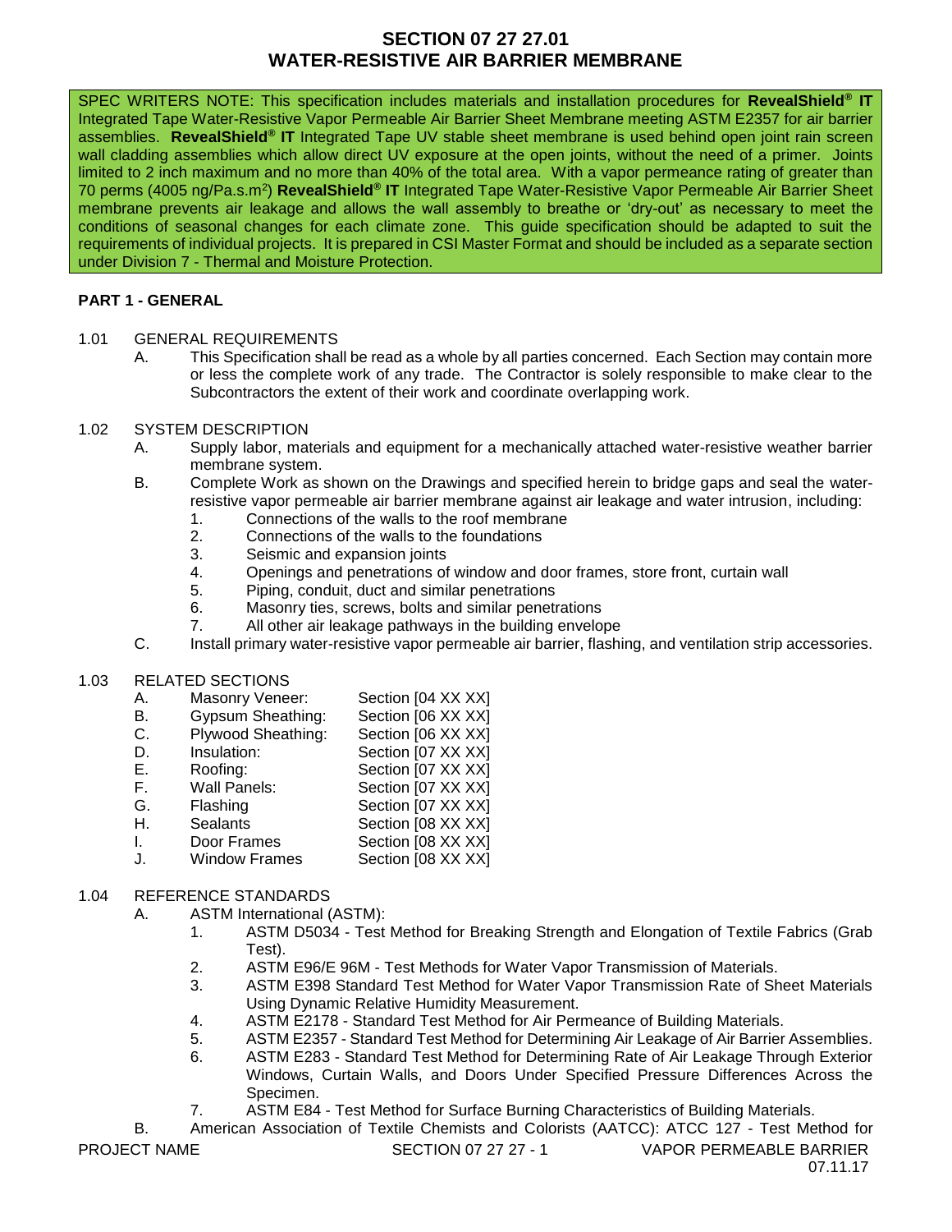# SECTION 07 27 27.01
# WATER-RESISTIVE AIR BARRIER MEMBRANE

SPEC WRITERS NOTE: This specification includes materials and installation procedures for **RevealShield® IT** Integrated Tape Water-Resistive Vapor Permeable Air Barrier Sheet Membrane meeting ASTM E2357 for air barrier assemblies. **RevealShield® IT** Integrated Tape UV stable sheet membrane is used behind open joint rain screen wall cladding assemblies which allow direct UV exposure at the open joints, without the need of a primer. Joints limited to 2 inch maximum and no more than 40% of the total area. With a vapor permeance rating of greater than 70 perms (4005 ng/Pa.s.m$^2$) **RevealShield® IT** Integrated Tape Water-Resistive Vapor Permeable Air Barrier Sheet membrane prevents air leakage and allows the wall assembly to breathe or 'dry-out' as necessary to meet the conditions of seasonal changes for each climate zone. This guide specification should be adapted to suit the requirements of individual projects. It is prepared in CSI Master Format and should be included as a separate section under Division 7 - Thermal and Moisture Protection.

## PART 1 - GENERAL

1.01 GENERAL REQUIREMENTS

A. This Specification shall be read as a whole by all parties concerned. Each Section may contain more or less the complete work of any trade. The Contractor is solely responsible to make clear to the Subcontractors the extent of their work and coordinate overlapping work.

1.02 SYSTEM DESCRIPTION

A. Supply labor, materials and equipment for a mechanically attached water-resistive weather barrier membrane system.

B. Complete Work as shown on the Drawings and specified herein to bridge gaps and seal the water-resistive vapor permeable air barrier membrane against air leakage and water intrusion, including:

1. Connections of the walls to the roof membrane
2. Connections of the walls to the foundations
3. Seismic and expansion joints
4. Openings and penetrations of window and door frames, store front, curtain wall
5. Piping, conduit, duct and similar penetrations
6. Masonry ties, screws, bolts and similar penetrations
7. All other air leakage pathways in the building envelope

C. Install primary water-resistive vapor permeable air barrier, flashing, and ventilation strip accessories.

1.03 RELATED SECTIONS

A. Masonry Veneer: Section [04 XX XX]
B. Gypsum Sheathing: Section [06 XX XX]
C. Plywood Sheathing: Section [06 XX XX]
D. Insulation: Section [07 XX XX]
E. Roofing: Section [07 XX XX]
F. Wall Panels: Section [07 XX XX]
G. Flashing Section [07 XX XX]
H. Sealants Section [08 XX XX]
I. Door Frames Section [08 XX XX]
J. Window Frames Section [08 XX XX]

1.04 REFERENCE STANDARDS

A. ASTM International (ASTM):

1. ASTM D5034 - Test Method for Breaking Strength and Elongation of Textile Fabrics (Grab Test).
2. ASTM E96/E 96M - Test Methods for Water Vapor Transmission of Materials.
3. ASTM E398 Standard Test Method for Water Vapor Transmission Rate of Sheet Materials Using Dynamic Relative Humidity Measurement.
4. ASTM E2178 - Standard Test Method for Air Permeance of Building Materials.
5. ASTM E2357 - Standard Test Method for Determining Air Leakage of Air Barrier Assemblies.
6. ASTM E283 - Standard Test Method for Determining Rate of Air Leakage Through Exterior Windows, Curtain Walls, and Doors Under Specified Pressure Differences Across the Specimen.
7. ASTM E84 - Test Method for Surface Burning Characteristics of Building Materials.

B. American Association of Textile Chemists and Colorists (AATCC): ATCC 127 - Test Method for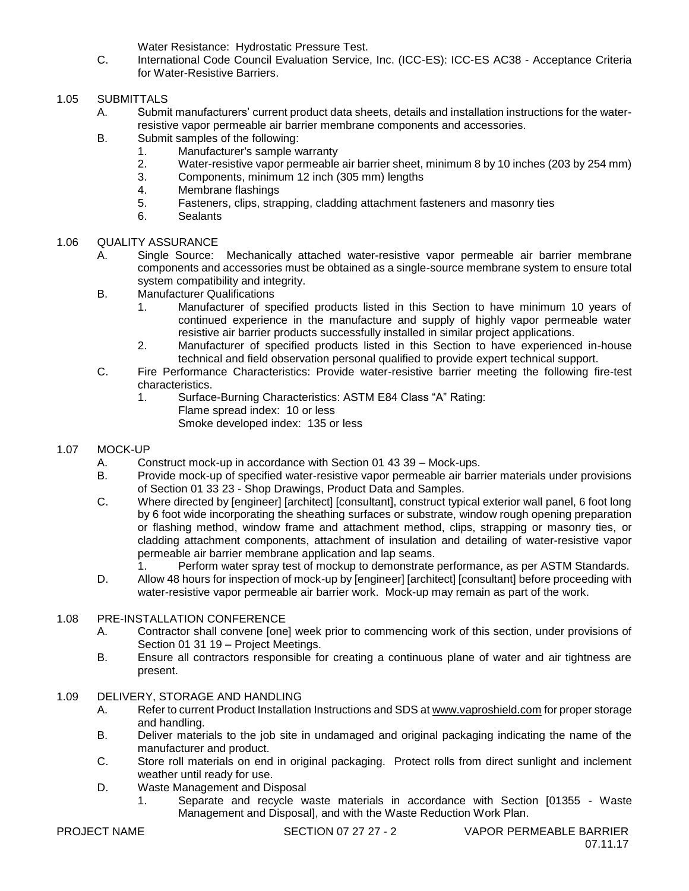Water Resistance: Hydrostatic Pressure Test.

C. International Code Council Evaluation Service, Inc. (ICC-ES): ICC-ES AC38 - Acceptance Criteria for Water-Resistive Barriers.

## 1.05 SUBMITTALS

A. Submit manufacturers' current product data sheets, details and installation instructions for the water-resistive vapor permeable air barrier membrane components and accessories.

B. Submit samples of the following:
   1. Manufacturer's sample warranty
   2. Water-resistive vapor permeable air barrier sheet, minimum 8 by 10 inches (203 by 254 mm)
   3. Components, minimum 12 inch (305 mm) lengths
   4. Membrane flashings
   5. Fasteners, clips, strapping, cladding attachment fasteners and masonry ties
   6. Sealants

## 1.06 QUALITY ASSURANCE

A. Single Source: Mechanically attached water-resistive vapor permeable air barrier membrane components and accessories must be obtained as a single-source membrane system to ensure total system compatibility and integrity.

B. Manufacturer Qualifications
   1. Manufacturer of specified products listed in this Section to have minimum 10 years of continued experience in the manufacture and supply of highly vapor permeable water resistive air barrier products successfully installed in similar project applications.
   2. Manufacturer of specified products listed in this Section to have experienced in-house technical and field observation personal qualified to provide expert technical support.

C. Fire Performance Characteristics: Provide water-resistive barrier meeting the following fire-test characteristics.
   1. Surface-Burning Characteristics: ASTM E84 Class "A" Rating:
      Flame spread index: 10 or less
      Smoke developed index: 135 or less

## 1.07 MOCK-UP

A. Construct mock-up in accordance with Section 01 43 39 – Mock-ups.

B. Provide mock-up of specified water-resistive vapor permeable air barrier materials under provisions of Section 01 33 23 - Shop Drawings, Product Data and Samples.

C. Where directed by [engineer] [architect] [consultant], construct typical exterior wall panel, 6 foot long by 6 foot wide incorporating the sheathing surfaces or substrate, window rough opening preparation or flashing method, window frame and attachment method, clips, strapping or masonry ties, or cladding attachment components, attachment of insulation and detailing of water-resistive vapor permeable air barrier membrane application and lap seams.
   1. Perform water spray test of mockup to demonstrate performance, as per ASTM Standards.

D. Allow 48 hours for inspection of mock-up by [engineer] [architect] [consultant] before proceeding with water-resistive vapor permeable air barrier work. Mock-up may remain as part of the work.

## 1.08 PRE-INSTALLATION CONFERENCE

A. Contractor shall convene [one] week prior to commencing work of this section, under provisions of Section 01 31 19 – Project Meetings.

B. Ensure all contractors responsible for creating a continuous plane of water and air tightness are present.

## 1.09 DELIVERY, STORAGE AND HANDLING

A. Refer to current Product Installation Instructions and SDS at www.vaproshield.com for proper storage and handling.

B. Deliver materials to the job site in undamaged and original packaging indicating the name of the manufacturer and product.

C. Store roll materials on end in original packaging. Protect rolls from direct sunlight and inclement weather until ready for use.

D. Waste Management and Disposal
   1. Separate and recycle waste materials in accordance with Section [01355 - Waste Management and Disposal], and with the Waste Reduction Work Plan.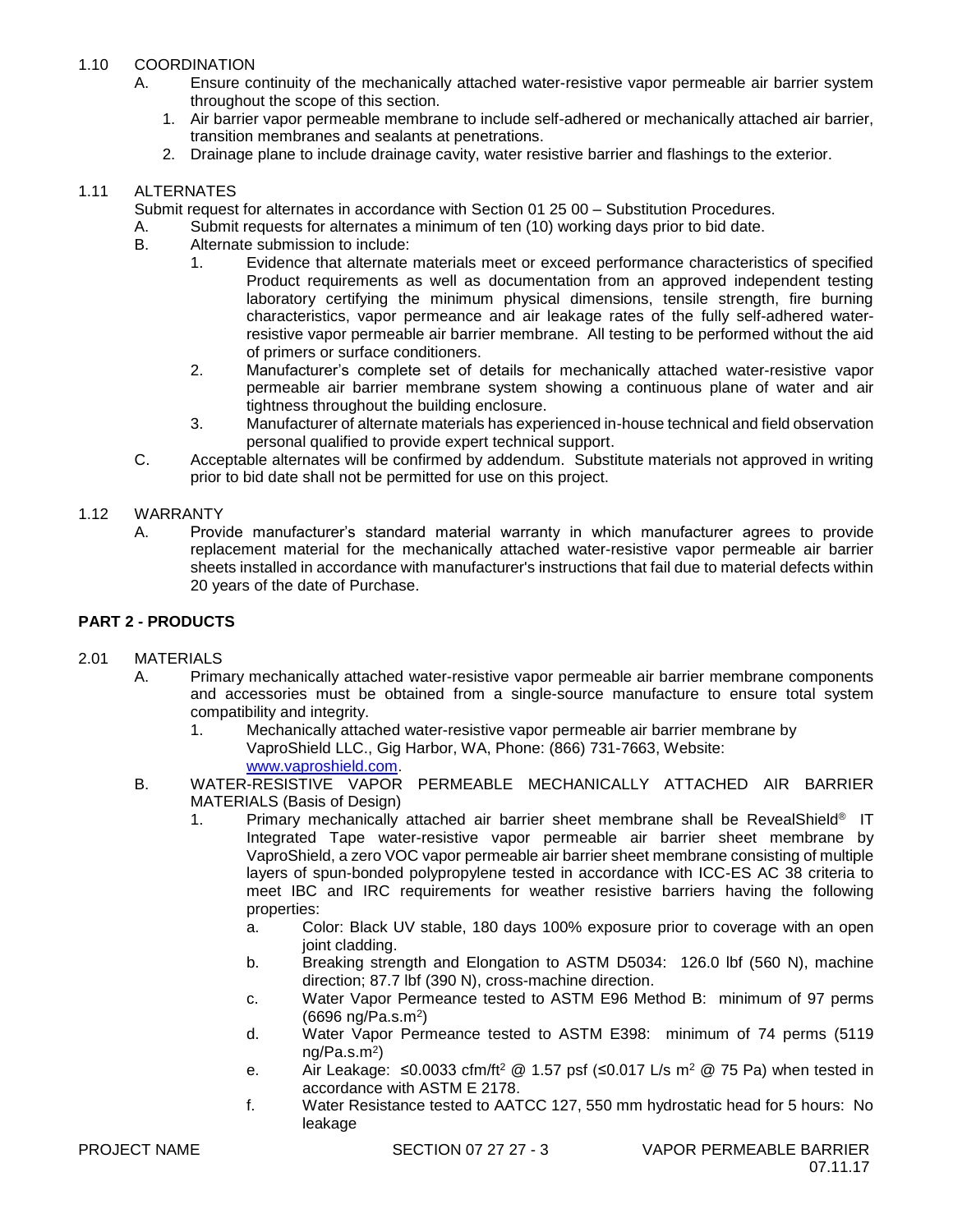1.10 COORDINATION

A. Ensure continuity of the mechanically attached water-resistive vapor permeable air barrier system throughout the scope of this section.

1. Air barrier vapor permeable membrane to include self-adhered or mechanically attached air barrier, transition membranes and sealants at penetrations.
2. Drainage plane to include drainage cavity, water resistive barrier and flashings to the exterior.

1.11 ALTERNATES

Submit request for alternates in accordance with Section 01 25 00 – Substitution Procedures.

A. Submit requests for alternates a minimum of ten (10) working days prior to bid date.

B. Alternate submission to include:

1. Evidence that alternate materials meet or exceed performance characteristics of specified Product requirements as well as documentation from an approved independent testing laboratory certifying the minimum physical dimensions, tensile strength, fire burning characteristics, vapor permeance and air leakage rates of the fully self-adhered water-resistive vapor permeable air barrier membrane. All testing to be performed without the aid of primers or surface conditioners.
2. Manufacturer's complete set of details for mechanically attached water-resistive vapor permeable air barrier membrane system showing a continuous plane of water and air tightness throughout the building enclosure.
3. Manufacturer of alternate materials has experienced in-house technical and field observation personal qualified to provide expert technical support.

C. Acceptable alternates will be confirmed by addendum. Substitute materials not approved in writing prior to bid date shall not be permitted for use on this project.

1.12 WARRANTY

A. Provide manufacturer's standard material warranty in which manufacturer agrees to provide replacement material for the mechanically attached water-resistive vapor permeable air barrier sheets installed in accordance with manufacturer's instructions that fail due to material defects within 20 years of the date of Purchase.

## PART 2 - PRODUCTS

2.01 MATERIALS

A. Primary mechanically attached water-resistive vapor permeable air barrier membrane components and accessories must be obtained from a single-source manufacture to ensure total system compatibility and integrity.

1. Mechanically attached water-resistive vapor permeable air barrier membrane by VaproShield LLC., Gig Harbor, WA, Phone: (866) 731-7663, Website: www.vaproshield.com.

B. WATER-RESISTIVE VAPOR PERMEABLE MECHANICALLY ATTACHED AIR BARRIER MATERIALS (Basis of Design)

1. Primary mechanically attached air barrier sheet membrane shall be RevealShield® IT Integrated Tape water-resistive vapor permeable air barrier sheet membrane by VaproShield, a zero VOC vapor permeable air barrier sheet membrane consisting of multiple layers of spun-bonded polypropylene tested in accordance with ICC-ES AC 38 criteria to meet IBC and IRC requirements for weather resistive barriers having the following properties:
   a. Color: Black UV stable, 180 days 100% exposure prior to coverage with an open joint cladding.
   b. Breaking strength and Elongation to ASTM D5034: 126.0 lbf (560 N), machine direction; 87.7 lbf (390 N), cross-machine direction.
   c. Water Vapor Permeance tested to ASTM E96 Method B: minimum of 97 perms (6696 ng/Pa.s.m$^2$)
   d. Water Vapor Permeance tested to ASTM E398: minimum of 74 perms (5119 ng/Pa.s.m$^2$)
   e. Air Leakage: ≤0.0033 cfm/ft$^2$ @ 1.57 psf (≤0.017 L/s m$^2$ @ 75 Pa) when tested in accordance with ASTM E 2178.
   f. Water Resistance tested to AATCC 127, 550 mm hydrostatic head for 5 hours: No leakage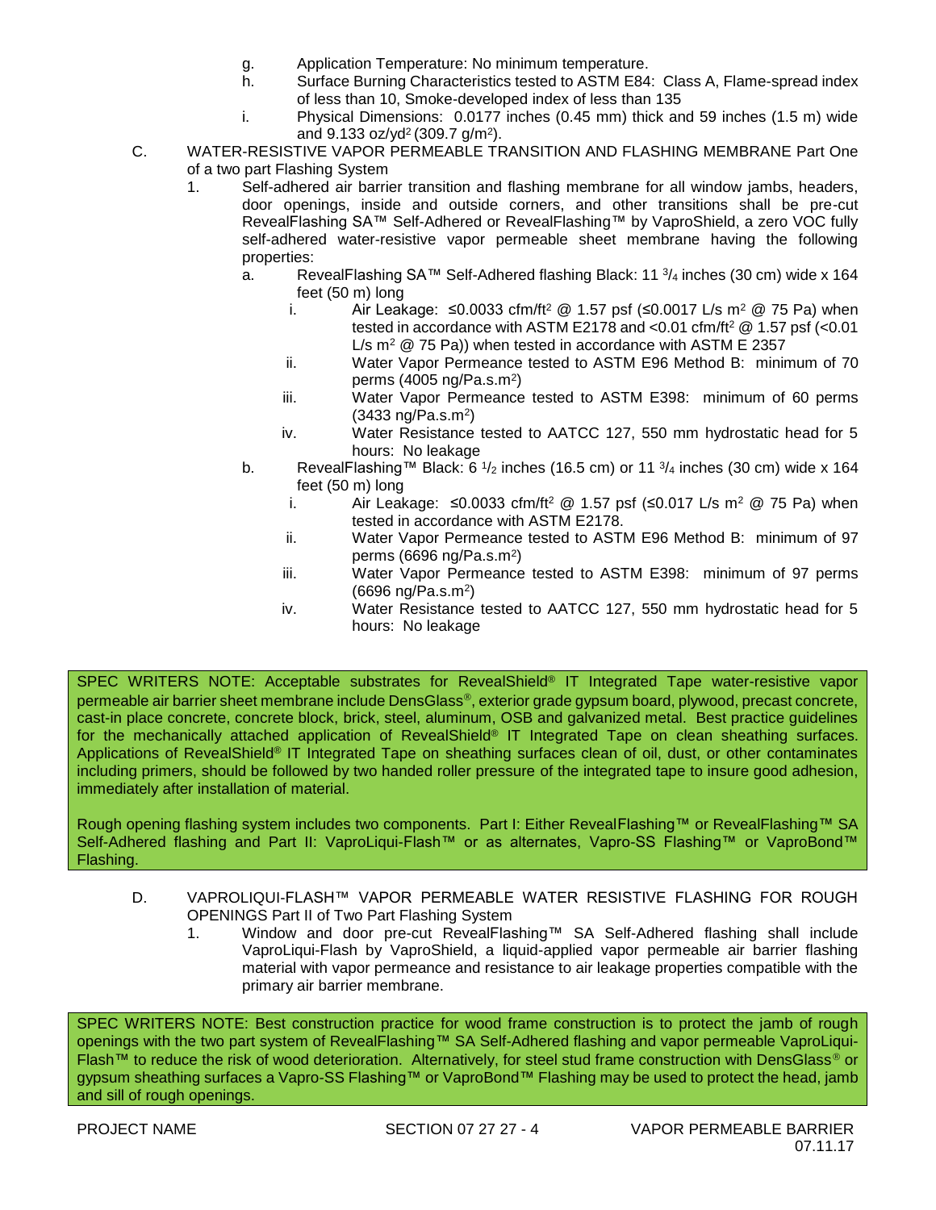g. Application Temperature: No minimum temperature.

h. Surface Burning Characteristics tested to ASTM E84: Class A, Flame-spread index of less than 10, Smoke-developed index of less than 135

i. Physical Dimensions: 0.0177 inches (0.45 mm) thick and 59 inches (1.5 m) wide and 9.133 oz/yd$^2$ (309.7 g/m$^2$).

C. WATER-RESISTIVE VAPOR PERMEABLE TRANSITION AND FLASHING MEMBRANE Part One of a two part Flashing System

1. Self-adhered air barrier transition and flashing membrane for all window jambs, headers, door openings, inside and outside corners, and other transitions shall be pre-cut RevealFlashing SA™ Self-Adhered or RevealFlashing™ by VaproShield, a zero VOC fully self-adhered water-resistive vapor permeable sheet membrane having the following properties:

   a. RevealFlashing SA™ Self-Adhered flashing Black: 11 3/4 inches (30 cm) wide x 164 feet (50 m) long

      i. Air Leakage: ≤0.0033 cfm/ft$^2$ @ 1.57 psf (≤0.0017 L/s m$^2$ @ 75 Pa) when tested in accordance with ASTM E2178 and <0.01 cfm/ft$^2$ @ 1.57 psf (<0.01 L/s m$^2$ @ 75 Pa)) when tested in accordance with ASTM E 2357

      ii. Water Vapor Permeance tested to ASTM E96 Method B: minimum of 70 perms (4005 ng/Pa.s.m$^2$)

      iii. Water Vapor Permeance tested to ASTM E398: minimum of 60 perms (3433 ng/Pa.s.m$^2$)

      iv. Water Resistance tested to AATCC 127, 550 mm hydrostatic head for 5 hours: No leakage

   b. RevealFlashing™ Black: 6 1/2 inches (16.5 cm) or 11 3/4 inches (30 cm) wide x 164 feet (50 m) long

      i. Air Leakage: ≤0.0033 cfm/ft$^2$ @ 1.57 psf (≤0.017 L/s m$^2$ @ 75 Pa) when tested in accordance with ASTM E2178.

      ii. Water Vapor Permeance tested to ASTM E96 Method B: minimum of 97 perms (6696 ng/Pa.s.m$^2$)

      iii. Water Vapor Permeance tested to ASTM E398: minimum of 97 perms (6696 ng/Pa.s.m$^2$)

      iv. Water Resistance tested to AATCC 127, 550 mm hydrostatic head for 5 hours: No leakage

SPEC WRITERS NOTE: Acceptable substrates for RevealShield® IT Integrated Tape water-resistive vapor permeable air barrier sheet membrane include DensGlass®, exterior grade gypsum board, plywood, precast concrete, cast-in place concrete, concrete block, brick, steel, aluminum, OSB and galvanized metal. Best practice guidelines for the mechanically attached application of RevealShield® IT Integrated Tape on clean sheathing surfaces. Applications of RevealShield® IT Integrated Tape on sheathing surfaces clean of oil, dust, or other contaminates including primers, should be followed by two handed roller pressure of the integrated tape to insure good adhesion, immediately after installation of material.

Rough opening flashing system includes two components. Part I: Either RevealFlashing™ or RevealFlashing™ SA Self-Adhered flashing and Part II: VaproLiqui-Flash™ or as alternates, Vapro-SS Flashing™ or VaproBond™ Flashing.

D. VAPROLIQUI-FLASH™ VAPOR PERMEABLE WATER RESISTIVE FLASHING FOR ROUGH OPENINGS Part II of Two Part Flashing System

1. Window and door pre-cut RevealFlashing™ SA Self-Adhered flashing shall include VaproLiqui-Flash by VaproShield, a liquid-applied vapor permeable air barrier flashing material with vapor permeance and resistance to air leakage properties compatible with the primary air barrier membrane.

SPEC WRITERS NOTE: Best construction practice for wood frame construction is to protect the jamb of rough openings with the two part system of RevealFlashing™ SA Self-Adhered flashing and vapor permeable VaproLiqui-Flash™ to reduce the risk of wood deterioration. Alternatively, for steel stud frame construction with DensGlass® or gypsum sheathing surfaces a Vapro-SS Flashing™ or VaproBond™ Flashing may be used to protect the head, jamb and sill of rough openings.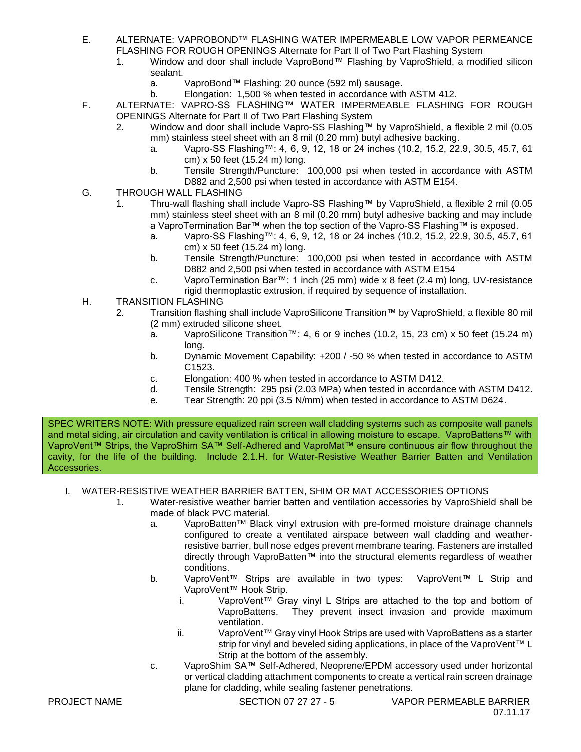E. ALTERNATE: VAPROBOND™ FLASHING WATER IMPERMEABLE LOW VAPOR PERMEANCE FLASHING FOR ROUGH OPENINGS Alternate for Part II of Two Part Flashing System

1. Window and door shall include VaproBond™ Flashing by VaproShield, a modified silicon sealant.
   a. VaproBond™ Flashing: 20 ounce (592 ml) sausage.
   b. Elongation: 1,500 % when tested in accordance with ASTM 412.

F. ALTERNATE: VAPRO-SS FLASHING™ WATER IMPERMEABLE FLASHING FOR ROUGH OPENINGS Alternate for Part II of Two Part Flashing System

2. Window and door shall include Vapro-SS Flashing™ by VaproShield, a flexible 2 mil (0.05 mm) stainless steel sheet with an 8 mil (0.20 mm) butyl adhesive backing.
   a. Vapro-SS Flashing™: 4, 6, 9, 12, 18 or 24 inches (10.2, 15.2, 22.9, 30.5, 45.7, 61 cm) x 50 feet (15.24 m) long.
   b. Tensile Strength/Puncture: 100,000 psi when tested in accordance with ASTM D882 and 2,500 psi when tested in accordance with ASTM E154.

G. THROUGH WALL FLASHING

1. Thru-wall flashing shall include Vapro-SS Flashing™ by VaproShield, a flexible 2 mil (0.05 mm) stainless steel sheet with an 8 mil (0.20 mm) butyl adhesive backing and may include a VaproTermination Bar™ when the top section of the Vapro-SS Flashing™ is exposed.
   a. Vapro-SS Flashing™: 4, 6, 9, 12, 18 or 24 inches (10.2, 15.2, 22.9, 30.5, 45.7, 61 cm) x 50 feet (15.24 m) long.
   b. Tensile Strength/Puncture: 100,000 psi when tested in accordance with ASTM D882 and 2,500 psi when tested in accordance with ASTM E154
   c. VaproTermination Bar™: 1 inch (25 mm) wide x 8 feet (2.4 m) long, UV-resistance rigid thermoplastic extrusion, if required by sequence of installation.

H. TRANSITION FLASHING

2. Transition flashing shall include VaproSilicone Transition™ by VaproShield, a flexible 80 mil (2 mm) extruded silicone sheet.
   a. VaproSilicone Transition™: 4, 6 or 9 inches (10.2, 15, 23 cm) x 50 feet (15.24 m) long.
   b. Dynamic Movement Capability: +200 / -50 % when tested in accordance to ASTM C1523.
   c. Elongation: 400 % when tested in accordance to ASTM D412.
   d. Tensile Strength: 295 psi (2.03 MPa) when tested in accordance with ASTM D412.
   e. Tear Strength: 20 ppi (3.5 N/mm) when tested in accordance to ASTM D624.

SPEC WRITERS NOTE: With pressure equalized rain screen wall cladding systems such as composite wall panels and metal siding, air circulation and cavity ventilation is critical in allowing moisture to escape. VaproBattens™ with VaproVent™ Strips, the VaproShim SA™ Self-Adhered and VaproMat™ ensure continuous air flow throughout the cavity, for the life of the building. Include 2.1.H. for Water-Resistive Weather Barrier Batten and Ventilation Accessories.

I. WATER-RESISTIVE WEATHER BARRIER BATTEN, SHIM OR MAT ACCESSORIES OPTIONS

1. Water-resistive weather barrier batten and ventilation accessories by VaproShield shall be made of black PVC material.
   a. VaproBatten™ Black vinyl extrusion with pre-formed moisture drainage channels configured to create a ventilated airspace between wall cladding and weather-resistive barrier, bull nose edges prevent membrane tearing. Fasteners are installed directly through VaproBatten™ into the structural elements regardless of weather conditions.
   b. VaproVent™ Strips are available in two types: VaproVent™ L Strip and VaproVent™ Hook Strip.
      i. VaproVent™ Gray vinyl L Strips are attached to the top and bottom of VaproBattens. They prevent insect invasion and provide maximum ventilation.
      ii. VaproVent™ Gray vinyl Hook Strips are used with VaproBattens as a starter strip for vinyl and beveled siding applications, in place of the VaproVent™ L Strip at the bottom of the assembly.
   c. VaproShim SA™ Self-Adhered, Neoprene/EPDM accessory used under horizontal or vertical cladding attachment components to create a vertical rain screen drainage plane for cladding, while sealing fastener penetrations.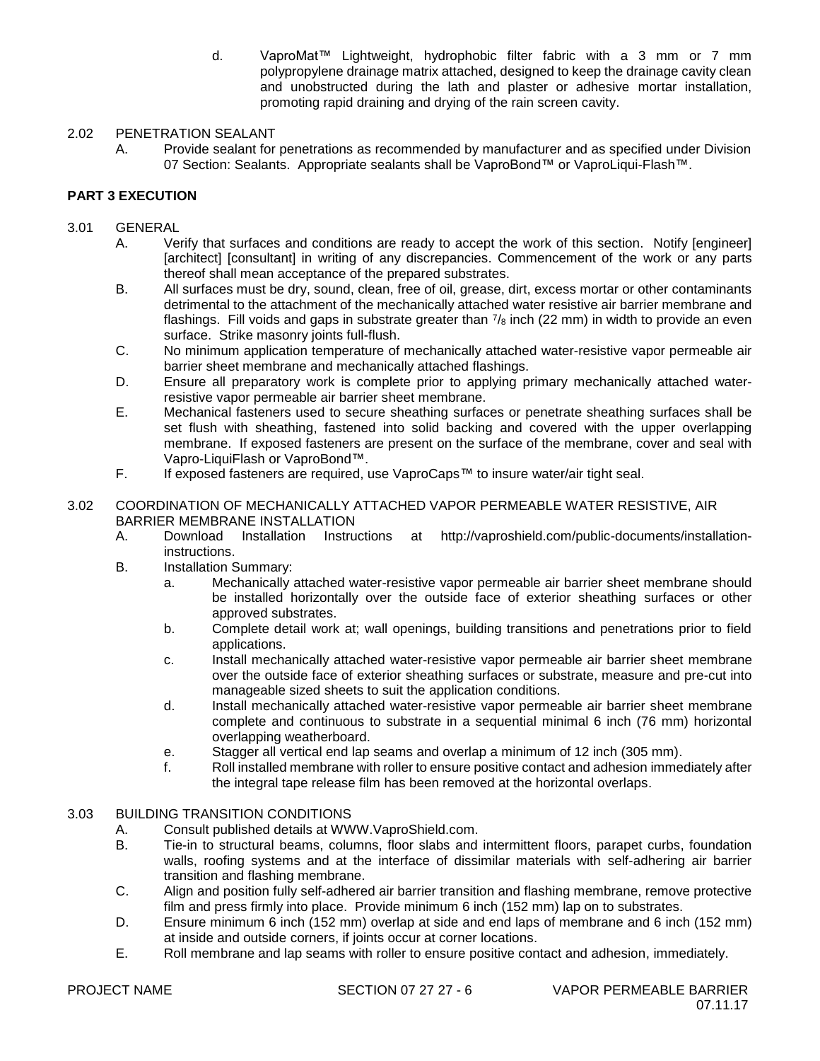d. VaproMat™ Lightweight, hydrophobic filter fabric with a 3 mm or 7 mm polypropylene drainage matrix attached, designed to keep the drainage cavity clean and unobstructed during the lath and plaster or adhesive mortar installation, promoting rapid draining and drying of the rain screen cavity.

2.02 PENETRATION SEALANT

A. Provide sealant for penetrations as recommended by manufacturer and as specified under Division 07 Section: Sealants. Appropriate sealants shall be VaproBond™ or VaproLiqui-Flash™.

**PART 3 EXECUTION**

3.01 GENERAL

A. Verify that surfaces and conditions are ready to accept the work of this section. Notify [engineer] [architect] [consultant] in writing of any discrepancies. Commencement of the work or any parts thereof shall mean acceptance of the prepared substrates.

B. All surfaces must be dry, sound, clean, free of oil, grease, dirt, excess mortar or other contaminants detrimental to the attachment of the mechanically attached water resistive air barrier membrane and flashings. Fill voids and gaps in substrate greater than 7/8 inch (22 mm) in width to provide an even surface. Strike masonry joints full-flush.

C. No minimum application temperature of mechanically attached water-resistive vapor permeable air barrier sheet membrane and mechanically attached flashings.

D. Ensure all preparatory work is complete prior to applying primary mechanically attached water-resistive vapor permeable air barrier sheet membrane.

E. Mechanical fasteners used to secure sheathing surfaces or penetrate sheathing surfaces shall be set flush with sheathing, fastened into solid backing and covered with the upper overlapping membrane. If exposed fasteners are present on the surface of the membrane, cover and seal with Vapro-LiquiFlash or VaproBond™.

F. If exposed fasteners are required, use VaproCaps™ to insure water/air tight seal.

3.02 COORDINATION OF MECHANICALLY ATTACHED VAPOR PERMEABLE WATER RESISTIVE, AIR BARRIER MEMBRANE INSTALLATION

A. Download Installation Instructions at http://vaproshield.com/public-documents/installation-instructions.

B. Installation Summary:

a. Mechanically attached water-resistive vapor permeable air barrier sheet membrane should be installed horizontally over the outside face of exterior sheathing surfaces or other approved substrates.

b. Complete detail work at; wall openings, building transitions and penetrations prior to field applications.

c. Install mechanically attached water-resistive vapor permeable air barrier sheet membrane over the outside face of exterior sheathing surfaces or substrate, measure and pre-cut into manageable sized sheets to suit the application conditions.

d. Install mechanically attached water-resistive vapor permeable air barrier sheet membrane complete and continuous to substrate in a sequential minimal 6 inch (76 mm) horizontal overlapping weatherboard.

e. Stagger all vertical end lap seams and overlap a minimum of 12 inch (305 mm).

f. Roll installed membrane with roller to ensure positive contact and adhesion immediately after the integral tape release film has been removed at the horizontal overlaps.

3.03 BUILDING TRANSITION CONDITIONS

A. Consult published details at WWW.VaproShield.com.

B. Tie-in to structural beams, columns, floor slabs and intermittent floors, parapet curbs, foundation walls, roofing systems and at the interface of dissimilar materials with self-adhering air barrier transition and flashing membrane.

C. Align and position fully self-adhered air barrier transition and flashing membrane, remove protective film and press firmly into place. Provide minimum 6 inch (152 mm) lap on to substrates.

D. Ensure minimum 6 inch (152 mm) overlap at side and end laps of membrane and 6 inch (152 mm) at inside and outside corners, if joints occur at corner locations.

E. Roll membrane and lap seams with roller to ensure positive contact and adhesion, immediately.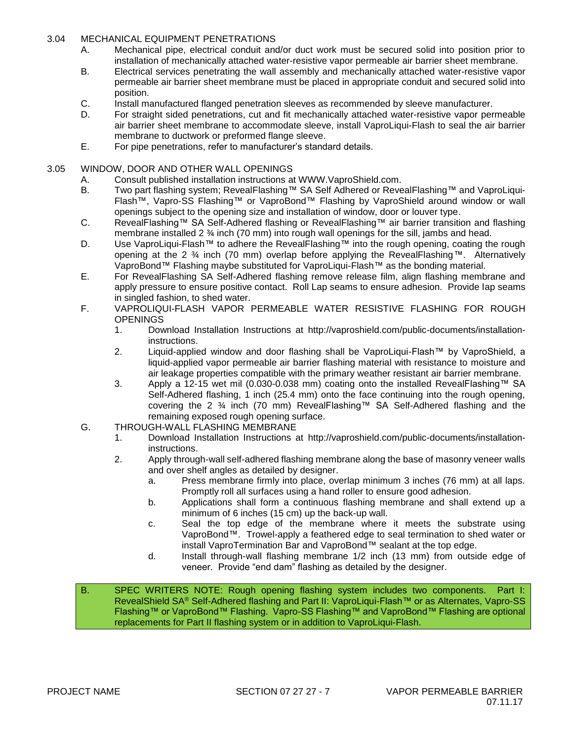3.04 MECHANICAL EQUIPMENT PENETRATIONS

A. Mechanical pipe, electrical conduit and/or duct work must be secured solid into position prior to installation of mechanically attached water-resistive vapor permeable air barrier sheet membrane.

B. Electrical services penetrating the wall assembly and mechanically attached water-resistive vapor permeable air barrier sheet membrane must be placed in appropriate conduit and secured solid into position.

C. Install manufactured flanged penetration sleeves as recommended by sleeve manufacturer.

D. For straight sided penetrations, cut and fit mechanically attached water-resistive vapor permeable air barrier sheet membrane to accommodate sleeve, install VaproLiqui-Flash to seal the air barrier membrane to ductwork or preformed flange sleeve.

E. For pipe penetrations, refer to manufacturer's standard details.

3.05 WINDOW, DOOR AND OTHER WALL OPENINGS

A. Consult published installation instructions at WWW.VaproShield.com.

B. Two part flashing system; RevealFlashing™ SA Self Adhered or RevealFlashing™ and VaproLiqui-Flash™, Vapro-SS Flashing™ or VaproBond™ Flashing by VaproShield around window or wall openings subject to the opening size and installation of window, door or louver type.

C. RevealFlashing™ SA Self-Adhered flashing or RevealFlashing™ air barrier transition and flashing membrane installed 2 ¾ inch (70 mm) into rough wall openings for the sill, jambs and head.

D. Use VaproLiqui-Flash™ to adhere the RevealFlashing™ into the rough opening, coating the rough opening at the 2 ¾ inch (70 mm) overlap before applying the RevealFlashing™. Alternatively VaproBond™ Flashing maybe substituted for VaproLiqui-Flash™ as the bonding material.

E. For RevealFlashing SA Self-Adhered flashing remove release film, align flashing membrane and apply pressure to ensure positive contact. Roll Lap seams to ensure adhesion. Provide lap seams in singled fashion, to shed water.

F. VAPROLIQUI-FLASH VAPOR PERMEABLE WATER RESISTIVE FLASHING FOR ROUGH OPENINGS

1. Download Installation Instructions at http://vaproshield.com/public-documents/installation-instructions.
2. Liquid-applied window and door flashing shall be VaproLiqui-Flash™ by VaproShield, a liquid-applied vapor permeable air barrier flashing material with resistance to moisture and air leakage properties compatible with the primary weather resistant air barrier membrane.
3. Apply a 12-15 wet mil (0.030-0.038 mm) coating onto the installed RevealFlashing™ SA Self-Adhered flashing, 1 inch (25.4 mm) onto the face continuing into the rough opening, covering the 2 ¾ inch (70 mm) RevealFlashing™ SA Self-Adhered flashing and the remaining exposed rough opening surface.

G. THROUGH-WALL FLASHING MEMBRANE

1. Download Installation Instructions at http://vaproshield.com/public-documents/installation-instructions.
2. Apply through-wall self-adhered flashing membrane along the base of masonry veneer walls and over shelf angles as detailed by designer.
   a. Press membrane firmly into place, overlap minimum 3 inches (76 mm) at all laps. Promptly roll all surfaces using a hand roller to ensure good adhesion.
   b. Applications shall form a continuous flashing membrane and shall extend up a minimum of 6 inches (15 cm) up the back-up wall.
   c. Seal the top edge of the membrane where it meets the substrate using VaproBond™. Trowel-apply a feathered edge to seal termination to shed water or install VaproTermination Bar and VaproBond™ sealant at the top edge.
   d. Install through-wall flashing membrane 1/2 inch (13 mm) from outside edge of veneer. Provide "end dam" flashing as detailed by the designer.

B. SPEC WRITERS NOTE: Rough opening flashing system includes two components. Part I: RevealShield SA® Self-Adhered flashing and Part II: VaproLiqui-Flash™ or as Alternates, Vapro-SS Flashing™ or VaproBond™ Flashing. Vapro-SS Flashing™ and VaproBond™ Flashing are optional replacements for Part II flashing system or in addition to VaproLiqui-Flash.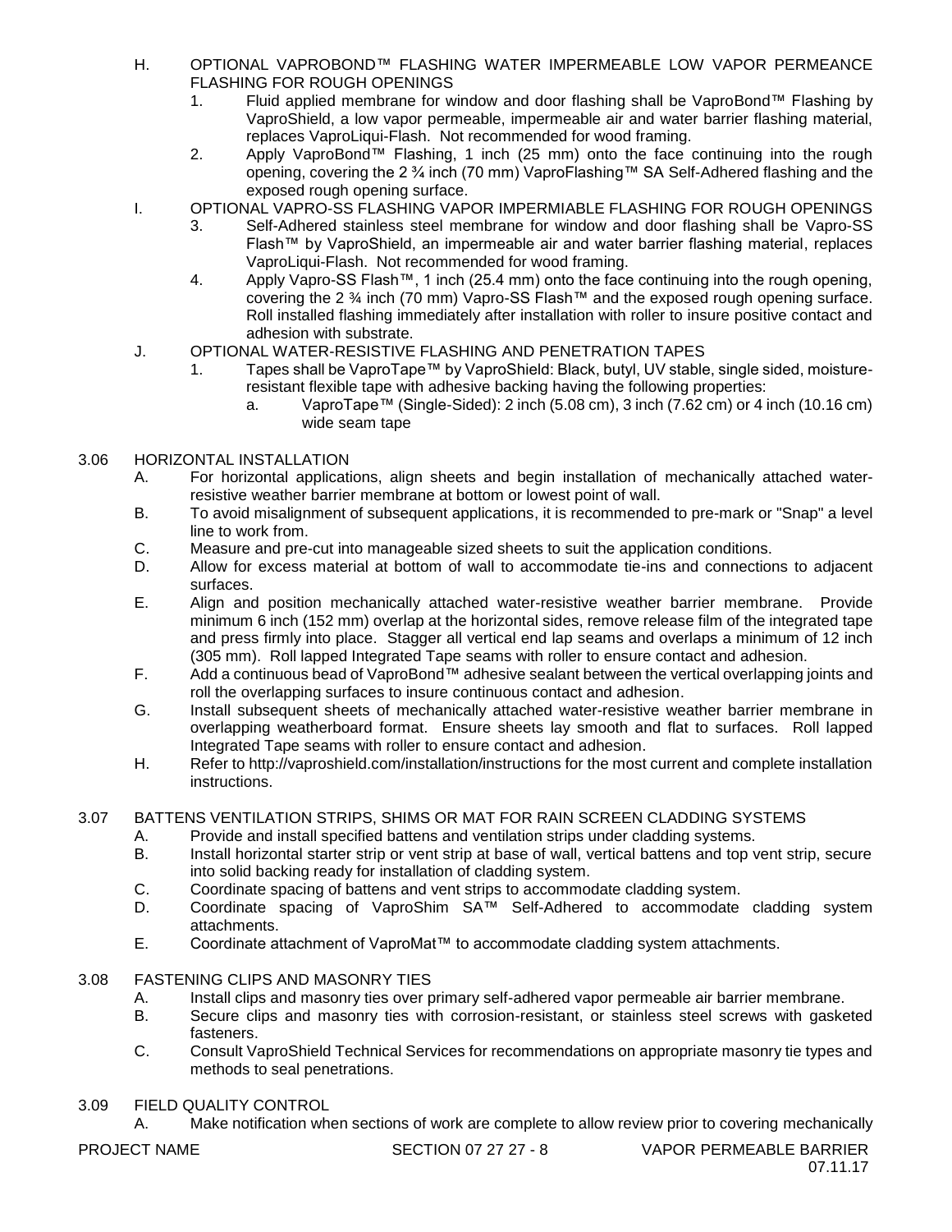H. OPTIONAL VAPROBOND™ FLASHING WATER IMPERMEABLE LOW VAPOR PERMEANCE FLASHING FOR ROUGH OPENINGS
   1. Fluid applied membrane for window and door flashing shall be VaproBond™ Flashing by VaproShield, a low vapor permeable, impermeable air and water barrier flashing material, replaces VaproLiqui-Flash. Not recommended for wood framing.
   2. Apply VaproBond™ Flashing, 1 inch (25 mm) onto the face continuing into the rough opening, covering the 2 ¾ inch (70 mm) VaproFlashing™ SA Self-Adhered flashing and the exposed rough opening surface.

I. OPTIONAL VAPRO-SS FLASHING VAPOR IMPERMIABLE FLASHING FOR ROUGH OPENINGS
   3. Self-Adhered stainless steel membrane for window and door flashing shall be Vapro-SS Flash™ by VaproShield, an impermeable air and water barrier flashing material, replaces VaproLiqui-Flash. Not recommended for wood framing.
   4. Apply Vapro-SS Flash™, 1 inch (25.4 mm) onto the face continuing into the rough opening, covering the 2 ¾ inch (70 mm) Vapro-SS Flash™ and the exposed rough opening surface. Roll installed flashing immediately after installation with roller to insure positive contact and adhesion with substrate.

J. OPTIONAL WATER-RESISTIVE FLASHING AND PENETRATION TAPES
   1. Tapes shall be VaproTape™ by VaproShield: Black, butyl, UV stable, single sided, moisture-resistant flexible tape with adhesive backing having the following properties:
      a. VaproTape™ (Single-Sided): 2 inch (5.08 cm), 3 inch (7.62 cm) or 4 inch (10.16 cm) wide seam tape

## 3.06 HORIZONTAL INSTALLATION

A. For horizontal applications, align sheets and begin installation of mechanically attached water-resistive weather barrier membrane at bottom or lowest point of wall.

B. To avoid misalignment of subsequent applications, it is recommended to pre-mark or "Snap" a level line to work from.

C. Measure and pre-cut into manageable sized sheets to suit the application conditions.

D. Allow for excess material at bottom of wall to accommodate tie-ins and connections to adjacent surfaces.

E. Align and position mechanically attached water-resistive weather barrier membrane. Provide minimum 6 inch (152 mm) overlap at the horizontal sides, remove release film of the integrated tape and press firmly into place. Stagger all vertical end lap seams and overlaps a minimum of 12 inch (305 mm). Roll lapped Integrated Tape seams with roller to ensure contact and adhesion.

F. Add a continuous bead of VaproBond™ adhesive sealant between the vertical overlapping joints and roll the overlapping surfaces to insure continuous contact and adhesion.

G. Install subsequent sheets of mechanically attached water-resistive weather barrier membrane in overlapping weatherboard format. Ensure sheets lay smooth and flat to surfaces. Roll lapped Integrated Tape seams with roller to ensure contact and adhesion.

H. Refer to http://vaproshield.com/installation/instructions for the most current and complete installation instructions.

## 3.07 BATTENS VENTILATION STRIPS, SHIMS OR MAT FOR RAIN SCREEN CLADDING SYSTEMS

A. Provide and install specified battens and ventilation strips under cladding systems.

B. Install horizontal starter strip or vent strip at base of wall, vertical battens and top vent strip, secure into solid backing ready for installation of cladding system.

C. Coordinate spacing of battens and vent strips to accommodate cladding system.

D. Coordinate spacing of VaproShim SA™ Self-Adhered to accommodate cladding system attachments.

E. Coordinate attachment of VaproMat™ to accommodate cladding system attachments.

## 3.08 FASTENING CLIPS AND MASONRY TIES

A. Install clips and masonry ties over primary self-adhered vapor permeable air barrier membrane.

B. Secure clips and masonry ties with corrosion-resistant, or stainless steel screws with gasketed fasteners.

C. Consult VaproShield Technical Services for recommendations on appropriate masonry tie types and methods to seal penetrations.

## 3.09 FIELD QUALITY CONTROL

A. Make notification when sections of work are complete to allow review prior to covering mechanically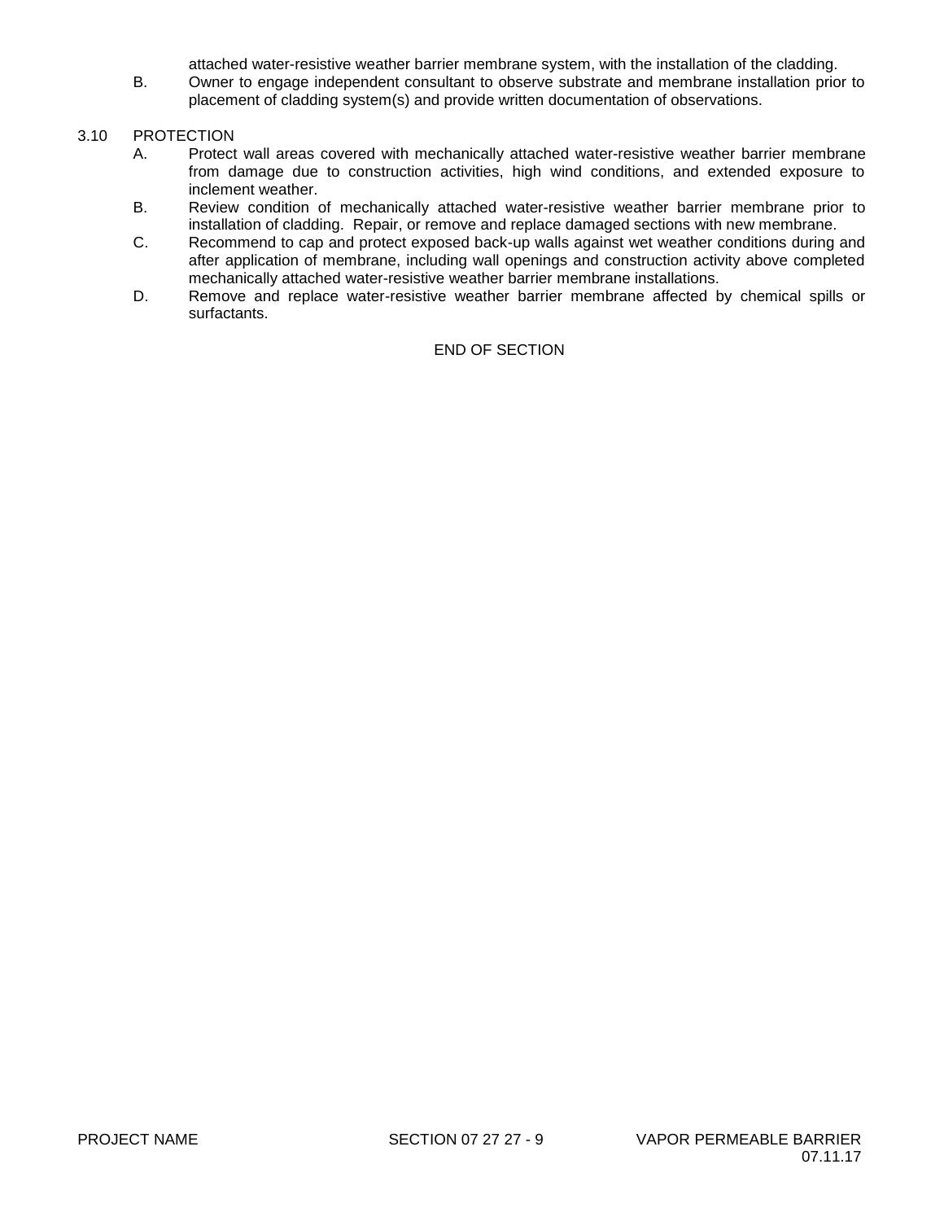attached water-resistive weather barrier membrane system, with the installation of the cladding.

B. Owner to engage independent consultant to observe substrate and membrane installation prior to placement of cladding system(s) and provide written documentation of observations.

## 3.10 PROTECTION

A. Protect wall areas covered with mechanically attached water-resistive weather barrier membrane from damage due to construction activities, high wind conditions, and extended exposure to inclement weather.

B. Review condition of mechanically attached water-resistive weather barrier membrane prior to installation of cladding. Repair, or remove and replace damaged sections with new membrane.

C. Recommend to cap and protect exposed back-up walls against wet weather conditions during and after application of membrane, including wall openings and construction activity above completed mechanically attached water-resistive weather barrier membrane installations.

D. Remove and replace water-resistive weather barrier membrane affected by chemical spills or surfactants.

END OF SECTION